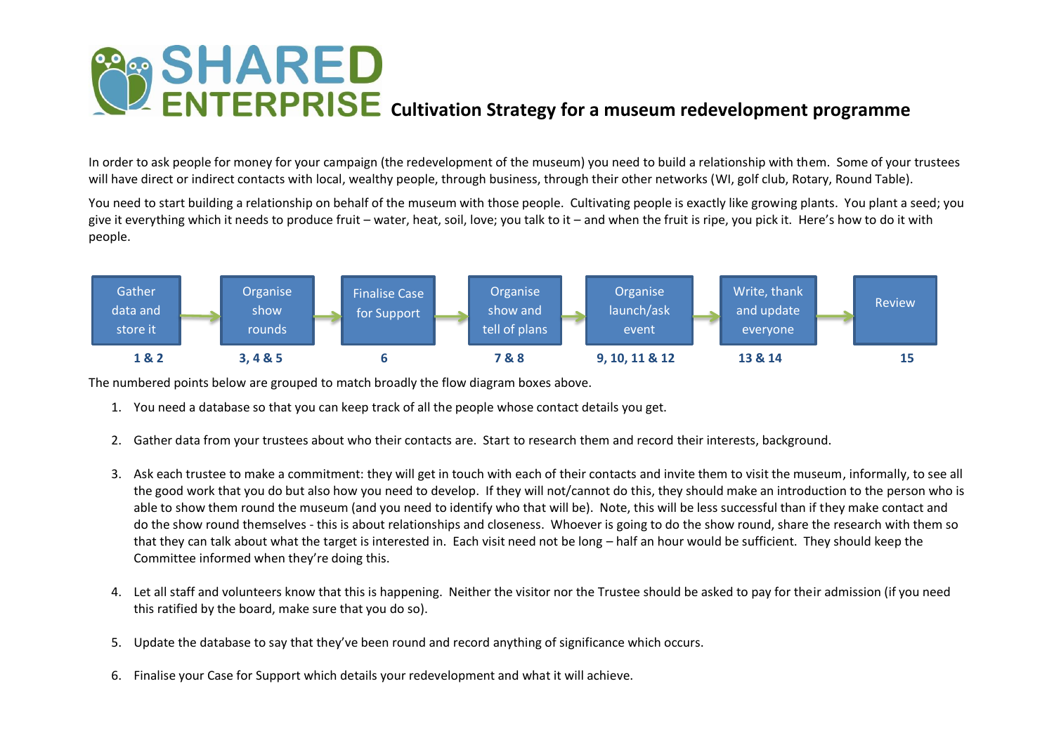# SHARED ENTERPRISE Cultivation Strategy for a museum redevelopment programme

In order to ask people for money for your campaign (the redevelopment of the museum) you need to build a relationship with them. Some of your trustees will have direct or indirect contacts with local, wealthy people, through business, through their other networks (WI, golf club, Rotary, Round Table).

You need to start building a relationship on behalf of the museum with those people. Cultivating people is exactly like growing plants. You plant a seed; you give it everything which it needs to produce fruit – water, heat, soil, love; you talk to it – and when the fruit is ripe, you pick it. Here's how to do it with people.

Gather data and store it → Organise show rounds → Finalise Case for Support → Organise show and tell of plans → Organise launch/ask event → Write, thank and update everyone → Review

1 & 2

3, 4 & 5

6

7 & 8

9, 10, 11 & 12

13 & 14

15

The numbered points below are grouped to match broadly the flow diagram boxes above.

1. You need a database so that you can keep track of all the people whose contact details you get.

2. Gather data from your trustees about who their contacts are. Start to research them and record their interests, background.

3. Ask each trustee to make a commitment: they will get in touch with each of their contacts and invite them to visit the museum, informally, to see all the good work that you do but also how you need to develop. If they will not/cannot do this, they should make an introduction to the person who is able to show them round the museum (and you need to identify who that will be). Note, this will be less successful than if they make contact and do the show round themselves - this is about relationships and closeness. Whoever is going to do the show round, share the research with them so that they can talk about what the target is interested in. Each visit need not be long – half an hour would be sufficient. They should keep the Committee informed when they're doing this.

4. Let all staff and volunteers know that this is happening. Neither the visitor nor the Trustee should be asked to pay for their admission (if you need this ratified by the board, make sure that you do so).

5. Update the database to say that they've been round and record anything of significance which occurs.

6. Finalise your Case for Support which details your redevelopment and what it will achieve.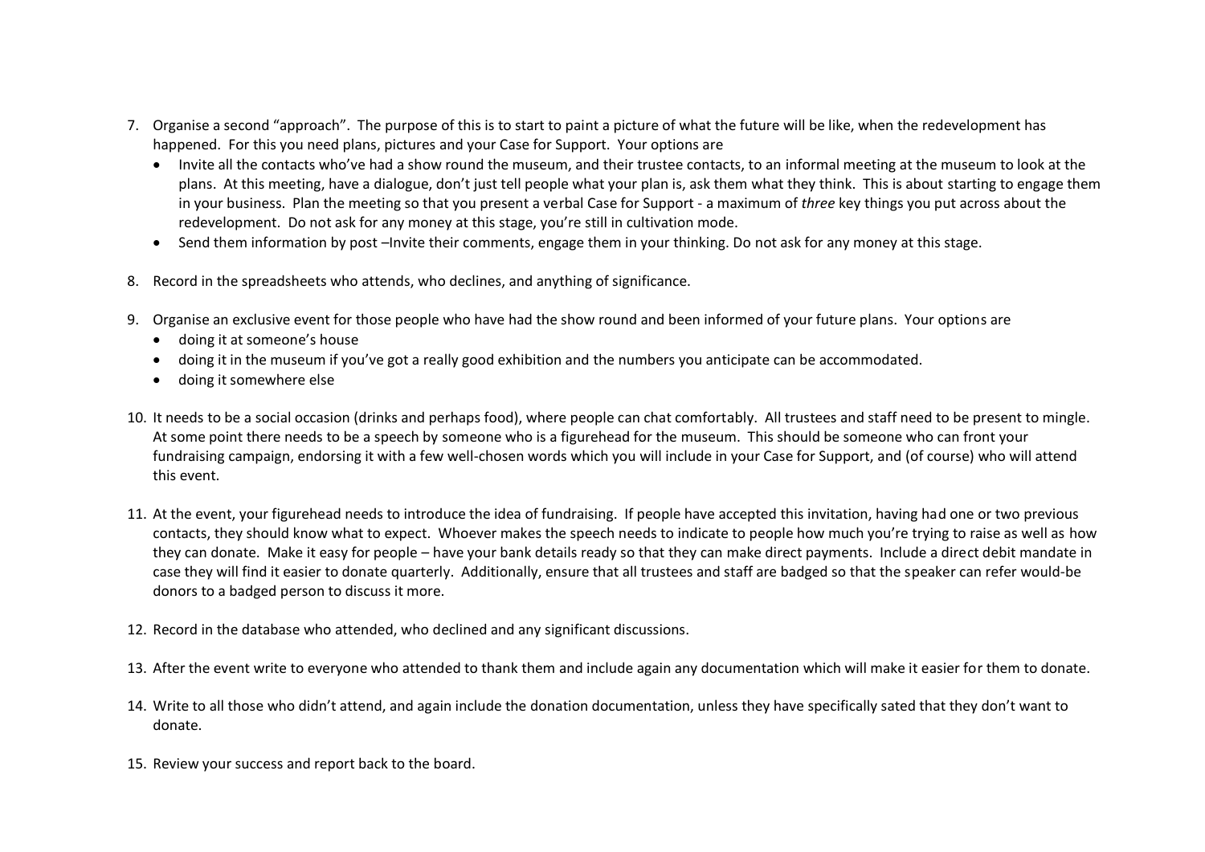7. Organise a second "approach". The purpose of this is to start to paint a picture of what the future will be like, when the redevelopment has happened. For this you need plans, pictures and your Case for Support. Your options are
   - Invite all the contacts who've had a show round the museum, and their trustee contacts, to an informal meeting at the museum to look at the plans. At this meeting, have a dialogue, don't just tell people what your plan is, ask them what they think. This is about starting to engage them in your business. Plan the meeting so that you present a verbal Case for Support - a maximum of *three* key things you put across about the redevelopment. Do not ask for any money at this stage, you're still in cultivation mode.
   - Send them information by post –Invite their comments, engage them in your thinking. Do not ask for any money at this stage.

8. Record in the spreadsheets who attends, who declines, and anything of significance.

9. Organise an exclusive event for those people who have had the show round and been informed of your future plans. Your options are
   - doing it at someone's house
   - doing it in the museum if you've got a really good exhibition and the numbers you anticipate can be accommodated.
   - doing it somewhere else

10. It needs to be a social occasion (drinks and perhaps food), where people can chat comfortably. All trustees and staff need to be present to mingle. At some point there needs to be a speech by someone who is a figurehead for the museum. This should be someone who can front your fundraising campaign, endorsing it with a few well-chosen words which you will include in your Case for Support, and (of course) who will attend this event.

11. At the event, your figurehead needs to introduce the idea of fundraising. If people have accepted this invitation, having had one or two previous contacts, they should know what to expect. Whoever makes the speech needs to indicate to people how much you're trying to raise as well as how they can donate. Make it easy for people – have your bank details ready so that they can make direct payments. Include a direct debit mandate in case they will find it easier to donate quarterly. Additionally, ensure that all trustees and staff are badged so that the speaker can refer would-be donors to a badged person to discuss it more.

12. Record in the database who attended, who declined and any significant discussions.

13. After the event write to everyone who attended to thank them and include again any documentation which will make it easier for them to donate.

14. Write to all those who didn't attend, and again include the donation documentation, unless they have specifically sated that they don't want to donate.

15. Review your success and report back to the board.